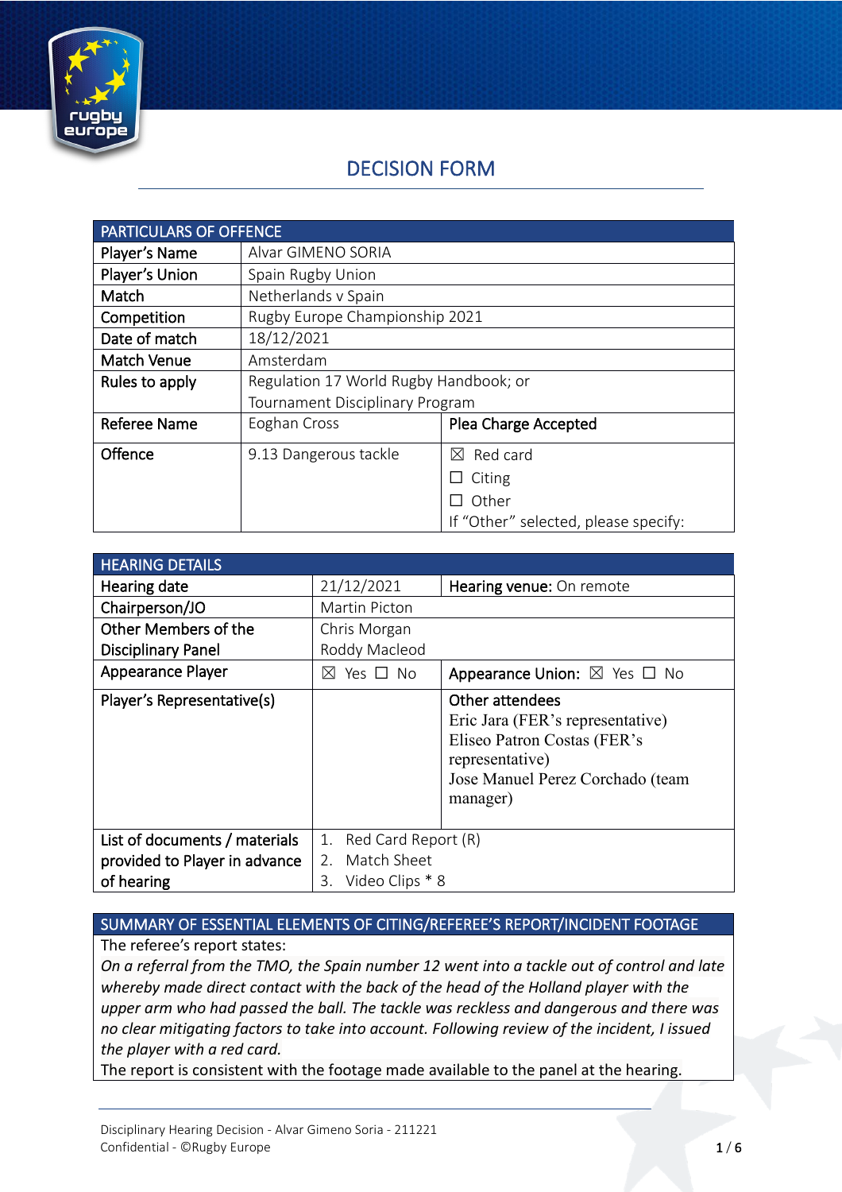# DECISION FORM

| PARTICULARS OF OFFENCE | | |
|---|---|---|
| Player's Name | Alvar GIMENO SORIA | |
| Player's Union | Spain Rugby Union | |
| Match | Netherlands v Spain | |
| Competition | Rugby Europe Championship 2021 | |
| Date of match | 18/12/2021 | |
| Match Venue | Amsterdam | |
| Rules to apply | Regulation 17 World Rugby Handbook; or Tournament Disciplinary Program | |
| Referee Name | Eoghan Cross | Plea Charge Accepted |
| Offence | 9.13 Dangerous tackle | ☒ Red card<br>☐ Citing<br>☐ Other<br>If "Other" selected, please specify: |

| HEARING DETAILS | | |
|---|---|---|
| Hearing date | 21/12/2021 | Hearing venue: On remote |
| Chairperson/JO | Martin Picton | |
| Other Members of the Disciplinary Panel | Chris Morgan<br>Roddy Macleod | |
| Appearance Player | ☒ Yes ☐ No | Appearance Union: ☒ Yes ☐ No |
| Player's Representative(s) | | Other attendees<br>Eric Jara (FER's representative)<br>Eliseo Patron Costas (FER's representative)<br>Jose Manuel Perez Corchado (team manager) |
| List of documents / materials provided to Player in advance of hearing | 1. Red Card Report (R)<br>2. Match Sheet<br>3. Video Clips * 8 | |

| SUMMARY OF ESSENTIAL ELEMENTS OF CITING/REFEREE'S REPORT/INCIDENT FOOTAGE |
|---|
| The referee's report states:<br>*On a referral from the TMO, the Spain number 12 went into a tackle out of control and late whereby made direct contact with the back of the head of the Holland player with the upper arm who had passed the ball. The tackle was reckless and dangerous and there was no clear mitigating factors to take into account. Following review of the incident, I issued the player with a red card.*<br>The report is consistent with the footage made available to the panel at the hearing. |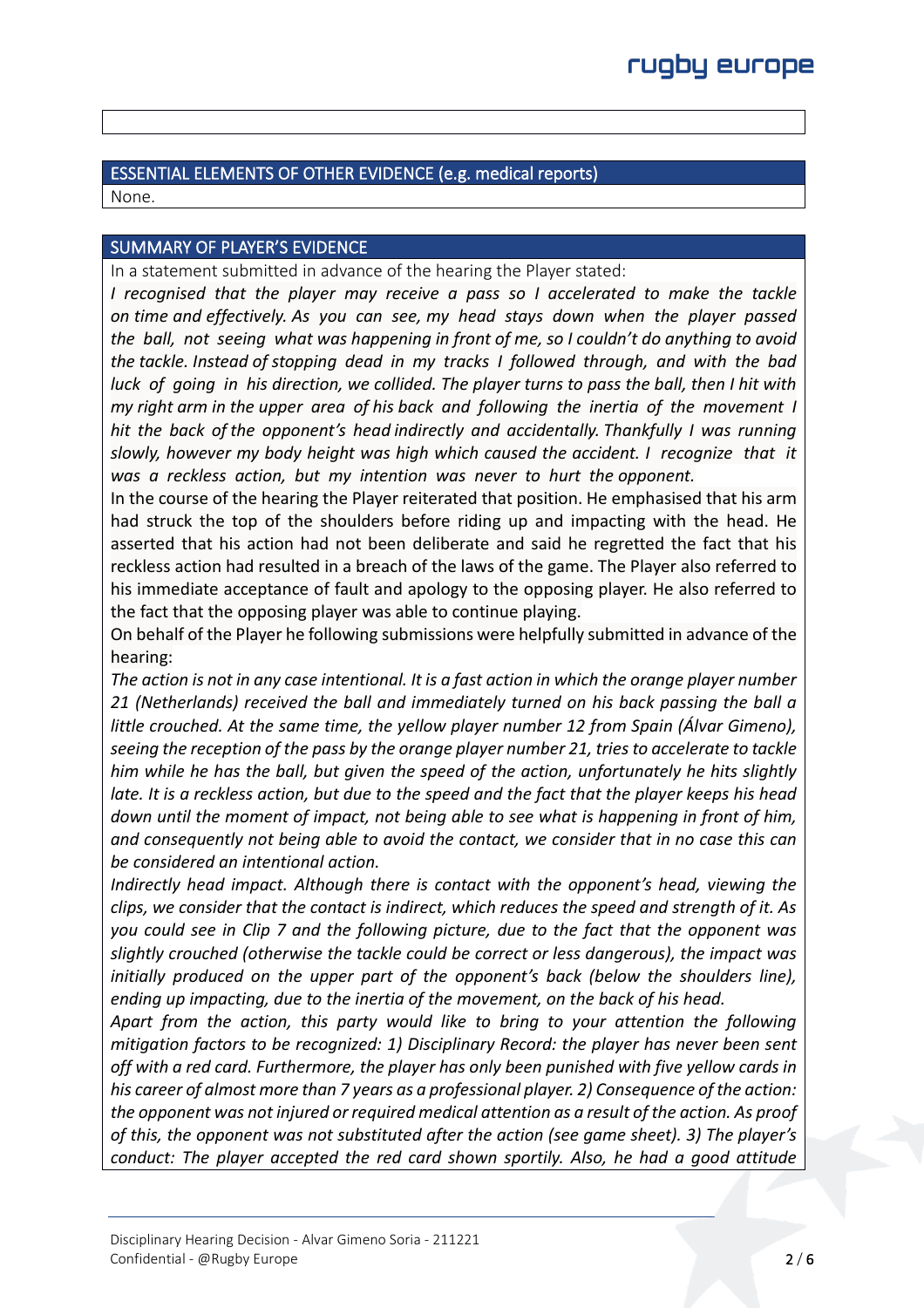## ESSENTIAL ELEMENTS OF OTHER EVIDENCE (e.g. medical reports)

None.

## SUMMARY OF PLAYER'S EVIDENCE

In a statement submitted in advance of the hearing the Player stated:

*I recognised that the player may receive a pass so I accelerated to make the tackle on time and effectively. As you can see, my head stays down when the player passed the ball, not seeing what was happening in front of me, so I couldn't do anything to avoid the tackle. Instead of stopping dead in my tracks I followed through, and with the bad luck of going in his direction, we collided. The player turns to pass the ball, then I hit with my right arm in the upper area of his back and following the inertia of the movement I hit the back of the opponent's head indirectly and accidentally. Thankfully I was running slowly, however my body height was high which caused the accident. I recognize that it was a reckless action, but my intention was never to hurt the opponent.*

In the course of the hearing the Player reiterated that position. He emphasised that his arm had struck the top of the shoulders before riding up and impacting with the head. He asserted that his action had not been deliberate and said he regretted the fact that his reckless action had resulted in a breach of the laws of the game. The Player also referred to his immediate acceptance of fault and apology to the opposing player. He also referred to the fact that the opposing player was able to continue playing.

On behalf of the Player he following submissions were helpfully submitted in advance of the hearing:

*The action is not in any case intentional. It is a fast action in which the orange player number 21 (Netherlands) received the ball and immediately turned on his back passing the ball a little crouched. At the same time, the yellow player number 12 from Spain (Álvar Gimeno), seeing the reception of the pass by the orange player number 21, tries to accelerate to tackle him while he has the ball, but given the speed of the action, unfortunately he hits slightly late. It is a reckless action, but due to the speed and the fact that the player keeps his head down until the moment of impact, not being able to see what is happening in front of him, and consequently not being able to avoid the contact, we consider that in no case this can be considered an intentional action.*

*Indirectly head impact. Although there is contact with the opponent's head, viewing the clips, we consider that the contact is indirect, which reduces the speed and strength of it. As you could see in Clip 7 and the following picture, due to the fact that the opponent was slightly crouched (otherwise the tackle could be correct or less dangerous), the impact was initially produced on the upper part of the opponent's back (below the shoulders line), ending up impacting, due to the inertia of the movement, on the back of his head.*

*Apart from the action, this party would like to bring to your attention the following mitigation factors to be recognized: 1) Disciplinary Record: the player has never been sent off with a red card. Furthermore, the player has only been punished with five yellow cards in his career of almost more than 7 years as a professional player. 2) Consequence of the action: the opponent was not injured or required medical attention as a result of the action. As proof of this, the opponent was not substituted after the action (see game sheet). 3) The player's conduct: The player accepted the red card shown sportily. Also, he had a good attitude*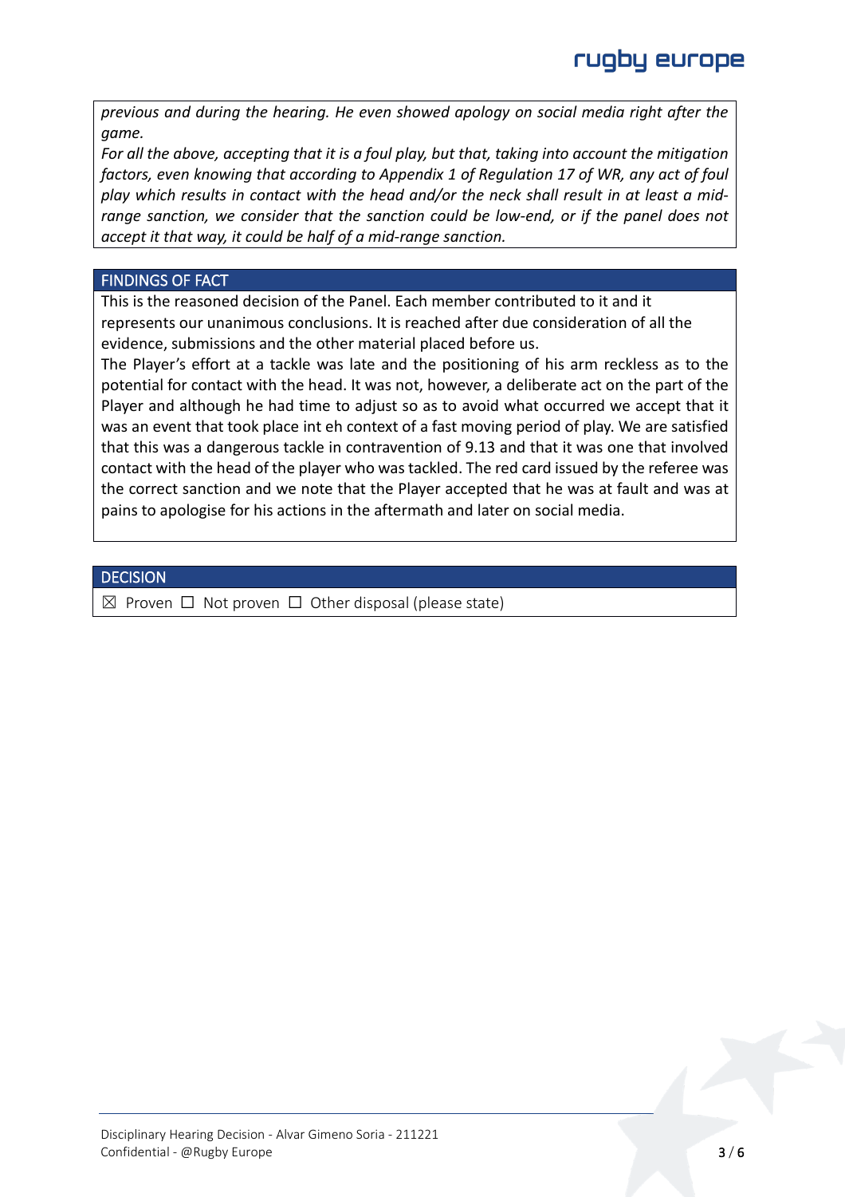*previous and during the hearing. He even showed apology on social media right after the game.*
*For all the above, accepting that it is a foul play, but that, taking into account the mitigation factors, even knowing that according to Appendix 1 of Regulation 17 of WR, any act of foul play which results in contact with the head and/or the neck shall result in at least a mid-range sanction, we consider that the sanction could be low-end, or if the panel does not accept it that way, it could be half of a mid-range sanction.*

## FINDINGS OF FACT

This is the reasoned decision of the Panel. Each member contributed to it and it represents our unanimous conclusions. It is reached after due consideration of all the evidence, submissions and the other material placed before us.
The Player's effort at a tackle was late and the positioning of his arm reckless as to the potential for contact with the head. It was not, however, a deliberate act on the part of the Player and although he had time to adjust so as to avoid what occurred we accept that it was an event that took place int eh context of a fast moving period of play. We are satisfied that this was a dangerous tackle in contravention of 9.13 and that it was one that involved contact with the head of the player who was tackled. The red card issued by the referee was the correct sanction and we note that the Player accepted that he was at fault and was at pains to apologise for his actions in the aftermath and later on social media.

## DECISION

☒ Proven ☐ Not proven ☐ Other disposal (please state)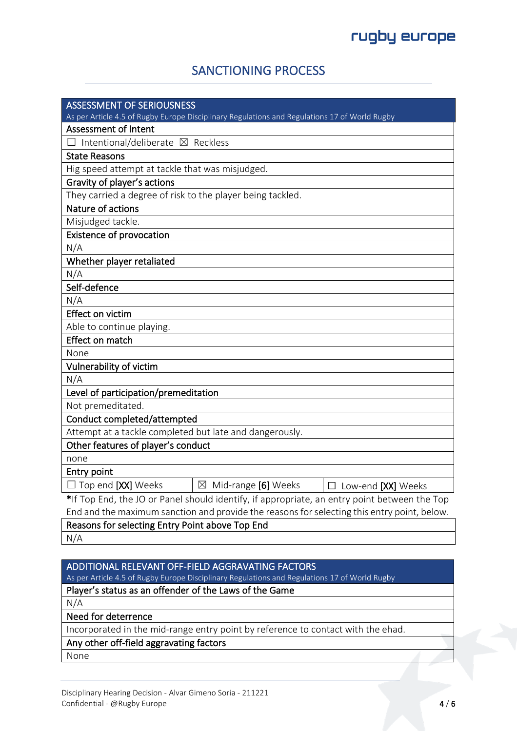## SANCTIONING PROCESS

| ASSESSMENT OF SERIOUSNESS<br>As per Article 4.5 of Rugby Europe Disciplinary Regulations and Regulations 17 of World Rugby | | |
|---|---|---|
| **Assessment of Intent** | | |
| ☐ Intentional/deliberate ☒ Reckless | | |
| **State Reasons** | | |
| Hig speed attempt at tackle that was misjudged. | | |
| **Gravity of player's actions** | | |
| They carried a degree of risk to the player being tackled. | | |
| **Nature of actions** | | |
| Misjudged tackle. | | |
| **Existence of provocation** | | |
| N/A | | |
| **Whether player retaliated** | | |
| N/A | | |
| **Self-defence** | | |
| N/A | | |
| **Effect on victim** | | |
| Able to continue playing. | | |
| **Effect on match** | | |
| None | | |
| **Vulnerability of victim** | | |
| N/A | | |
| **Level of participation/premeditation** | | |
| Not premeditated. | | |
| **Conduct completed/attempted** | | |
| Attempt at a tackle completed but late and dangerously. | | |
| **Other features of player's conduct** | | |
| none | | |
| **Entry point** | | |
| ☐ Top end [XX] Weeks | ☒ Mid-range [6] Weeks | ☐ Low-end [XX] Weeks |

***If Top End, the JO or Panel should identify, if appropriate, an entry point between the Top End and the maximum sanction and provide the reasons for selecting this entry point, below.**

| **Reasons for selecting Entry Point above Top End** |
|---|
| N/A |

| ADDITIONAL RELEVANT OFF-FIELD AGGRAVATING FACTORS<br>As per Article 4.5 of Rugby Europe Disciplinary Regulations and Regulations 17 of World Rugby |
|---|
| **Player's status as an offender of the Laws of the Game** |
| N/A |
| **Need for deterrence** |
| Incorporated in the mid-range entry point by reference to contact with the ehad. |
| **Any other off-field aggravating factors** |
| None |

Disciplinary Hearing Decision - Alvar Gimeno Soria - 211221
Confidential - @Rugby Europe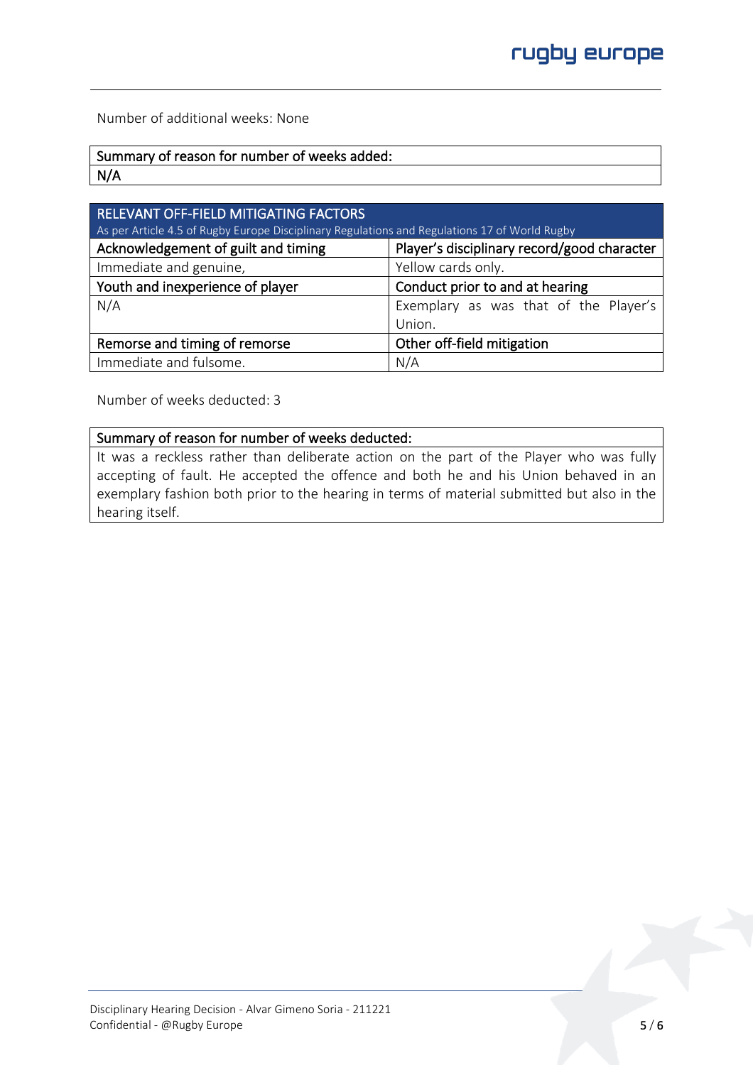Number of additional weeks: None

| Summary of reason for number of weeks added: |
|---|
| N/A |

| RELEVANT OFF-FIELD MITIGATING FACTORS<br>As per Article 4.5 of Rugby Europe Disciplinary Regulations and Regulations 17 of World Rugby | |
|---|---|
| **Acknowledgement of guilt and timing** | **Player's disciplinary record/good character** |
| Immediate and genuine, | Yellow cards only. |
| **Youth and inexperience of player** | **Conduct prior to and at hearing** |
| N/A | Exemplary as was that of the Player's Union. |
| **Remorse and timing of remorse** | **Other off-field mitigation** |
| Immediate and fulsome. | N/A |

Number of weeks deducted: 3

| Summary of reason for number of weeks deducted: |
|---|
| It was a reckless rather than deliberate action on the part of the Player who was fully accepting of fault. He accepted the offence and both he and his Union behaved in an exemplary fashion both prior to the hearing in terms of material submitted but also in the hearing itself. |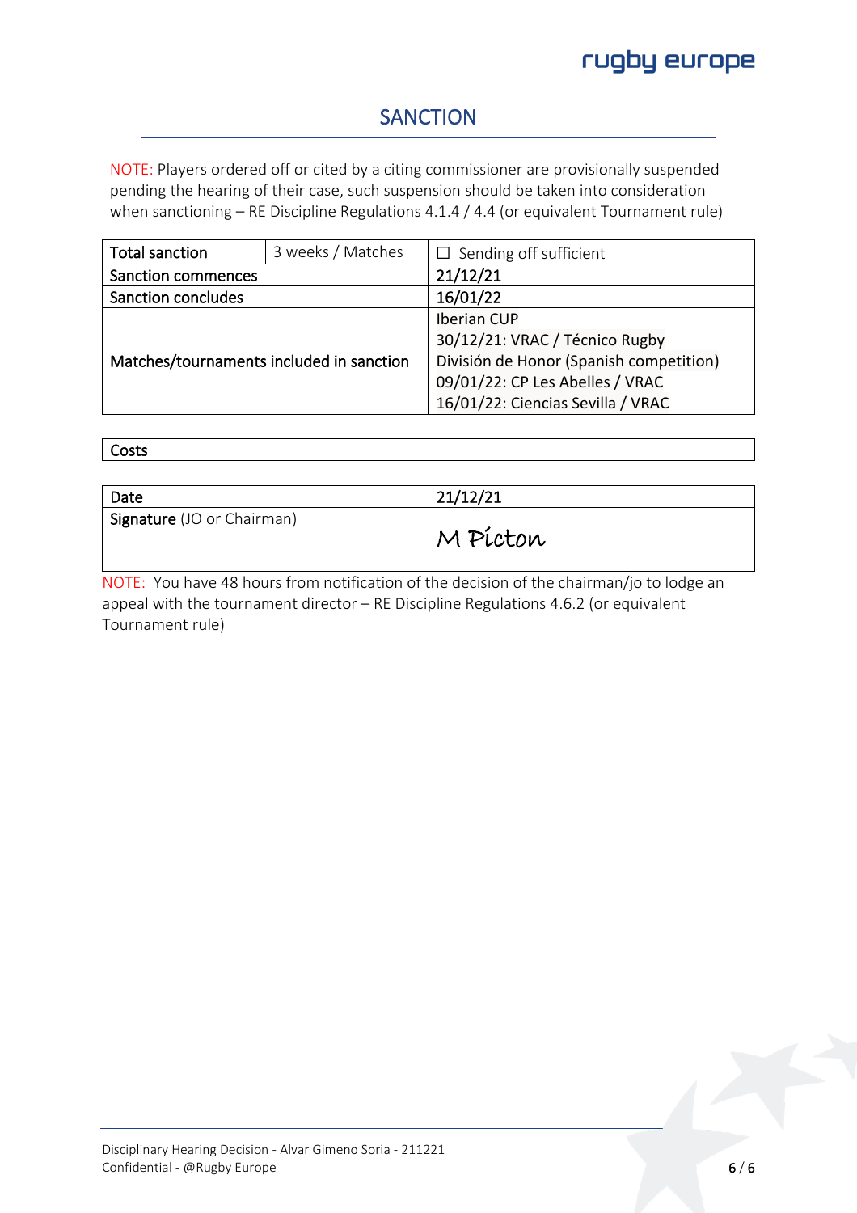## SANCTION

NOTE: Players ordered off or cited by a citing commissioner are provisionally suspended pending the hearing of their case, such suspension should be taken into consideration when sanctioning – RE Discipline Regulations 4.1.4 / 4.4 (or equivalent Tournament rule)

| | | |
|---|---|---|
| Total sanction | 3 weeks / Matches | ☐ Sending off sufficient |
| Sanction commences | | 21/12/21 |
| Sanction concludes | | 16/01/22 |
| Matches/tournaments included in sanction | | Iberian CUP<br>30/12/21: VRAC / Técnico Rugby<br>División de Honor (Spanish competition)<br>09/01/22: CP Les Abelles / VRAC<br>16/01/22: Ciencias Sevilla / VRAC |

| | |
|---|---|
| Costs | |

| | |
|---|---|
| Date | 21/12/21 |
| Signature (JO or Chairman) | M Picton |

NOTE: You have 48 hours from notification of the decision of the chairman/jo to lodge an appeal with the tournament director – RE Discipline Regulations 4.6.2 (or equivalent Tournament rule)